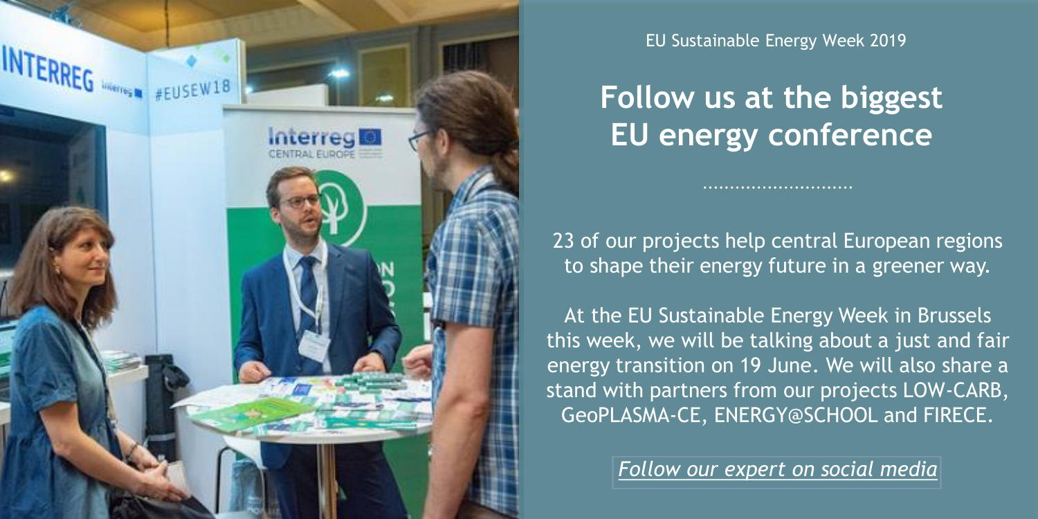EU Sustainable Energy Week 2019

# Follow us at the biggest EU energy conference

23 of our projects help central European regions to shape their energy future in a greener way.

At the EU Sustainable Energy Week in Brussels this week, we will be talking about a just and fair energy transition on 19 June. We will also share a stand with partners from our projects LOW-CARB, GeoPLASMA-CE, ENERGY@SCHOOL and FIRECE.

*Follow our expert on social media*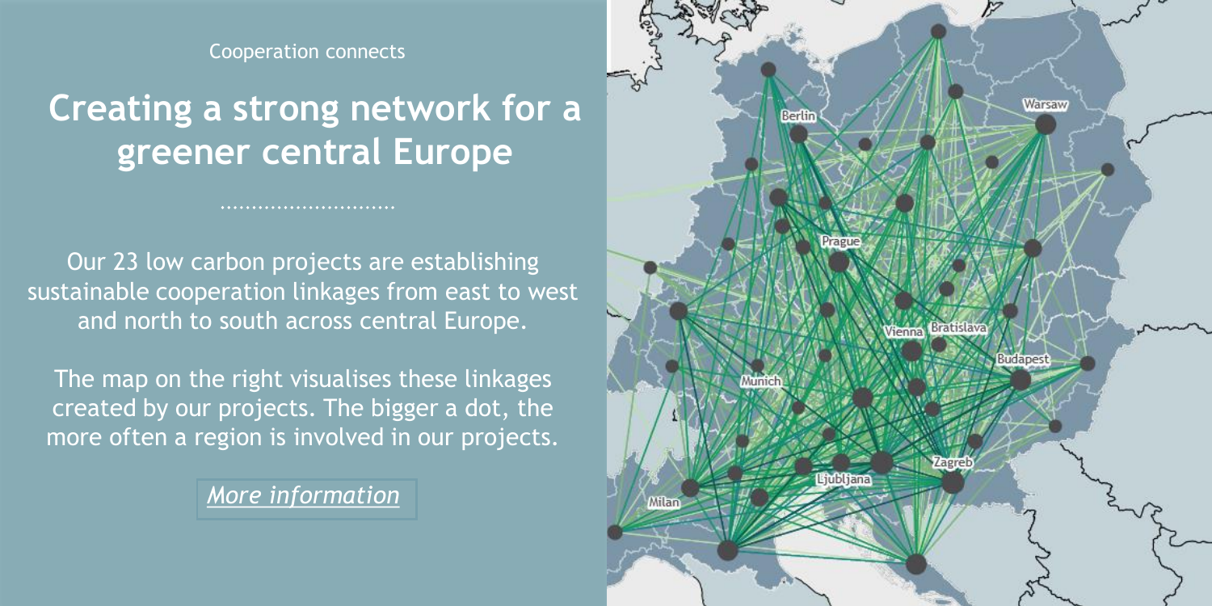Cooperation connects

# Creating a strong network for a greener central Europe

Our 23 low carbon projects are establishing sustainable cooperation linkages from east to west and north to south across central Europe.

The map on the right visualises these linkages created by our projects. The bigger a dot, the more often a region is involved in our projects.

*More information*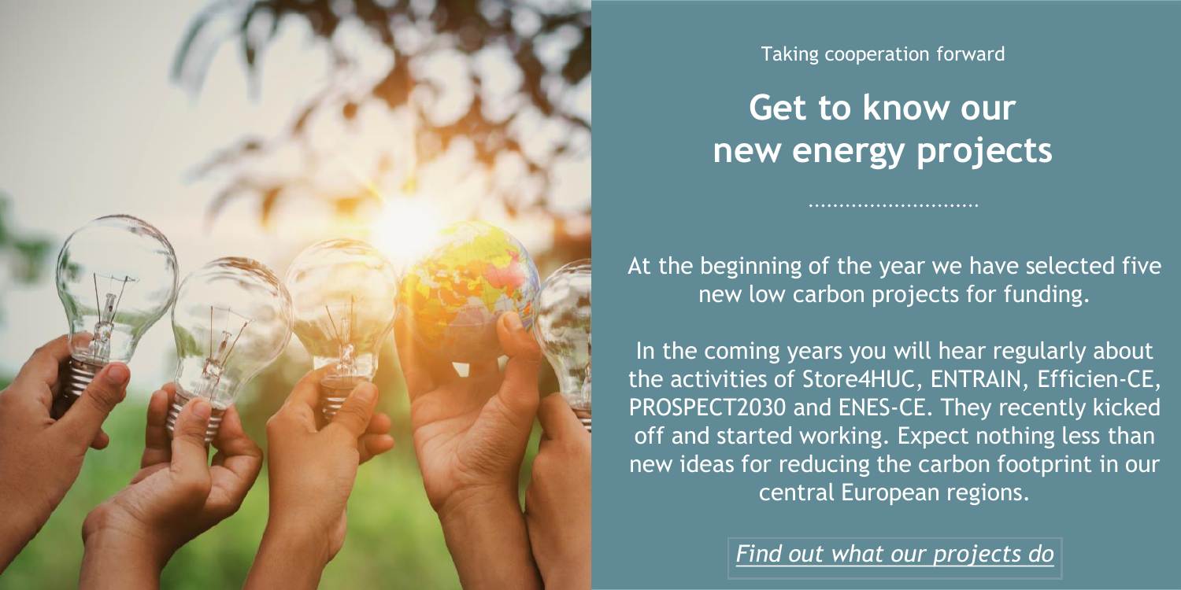Taking cooperation forward

# Get to know our new energy projects

At the beginning of the year we have selected five new low carbon projects for funding.

In the coming years you will hear regularly about the activities of Store4HUC, ENTRAIN, Efficien-CE, PROSPECT2030 and ENES-CE. They recently kicked off and started working. Expect nothing less than new ideas for reducing the carbon footprint in our central European regions.

*Find out what our projects do*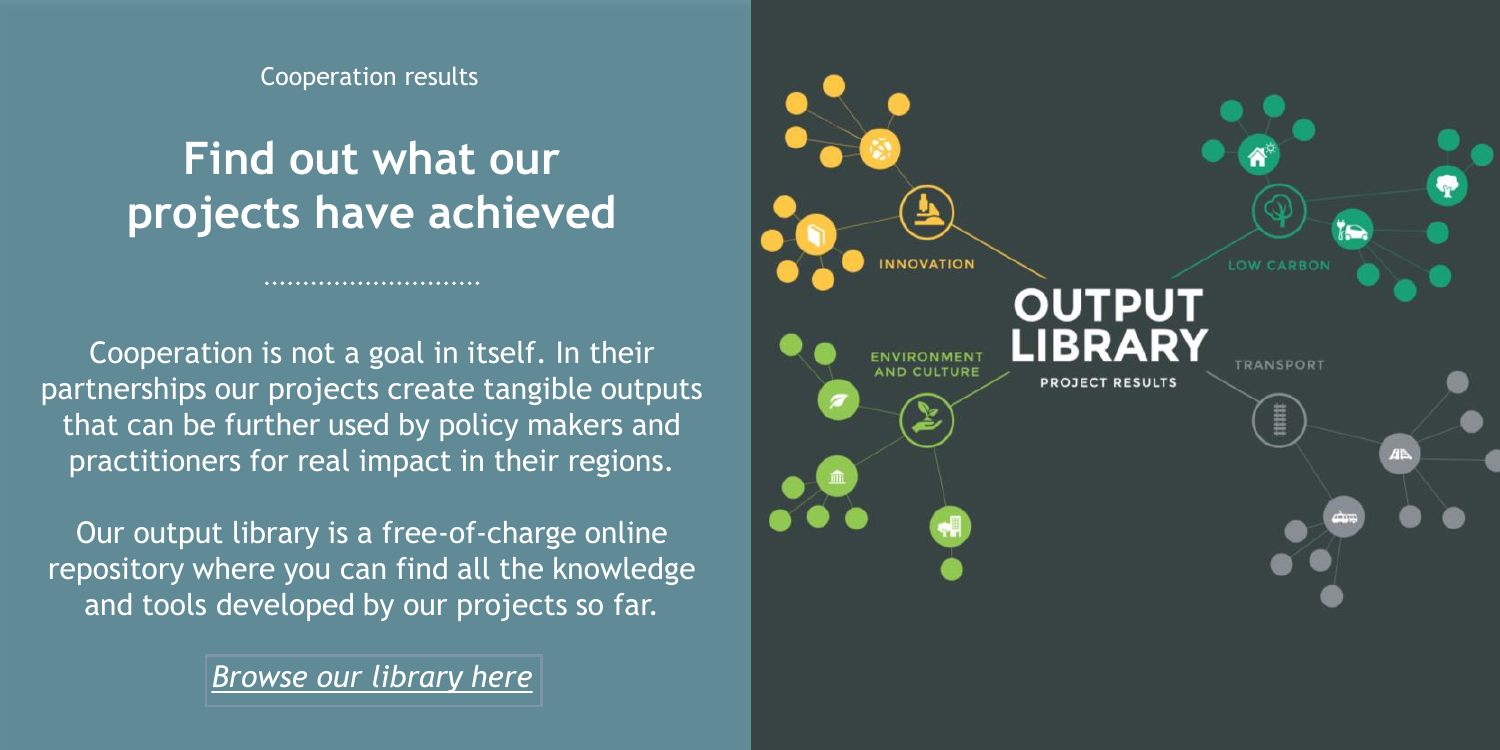Cooperation results

# Find out what our projects have achieved

Cooperation is not a goal in itself. In their partnerships our projects create tangible outputs that can be further used by policy makers and practitioners for real impact in their regions.

Our output library is a free-of-charge online repository where you can find all the knowledge and tools developed by our projects so far.

*Browse our library here*

OUTPUT LIBRARY

PROJECT RESULTS

INNOVATION

LOW CARBON

ENVIRONMENT AND CULTURE

TRANSPORT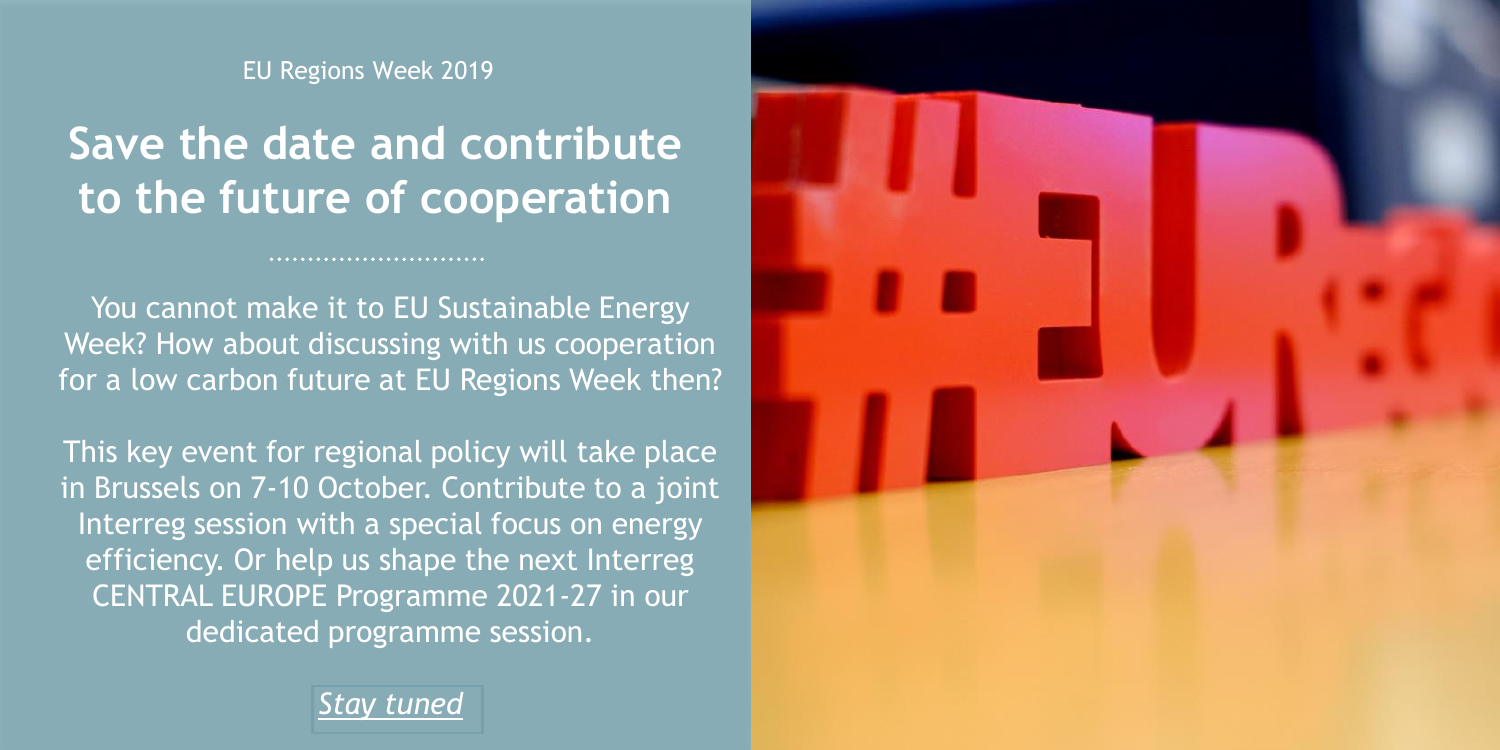EU Regions Week 2019

## Save the date and contribute to the future of cooperation

You cannot make it to EU Sustainable Energy Week? How about discussing with us cooperation for a low carbon future at EU Regions Week then?

This key event for regional policy will take place in Brussels on 7-10 October. Contribute to a joint Interreg session with a special focus on energy efficiency. Or help us shape the next Interreg CENTRAL EUROPE Programme 2021-27 in our dedicated programme session.

*Stay tuned*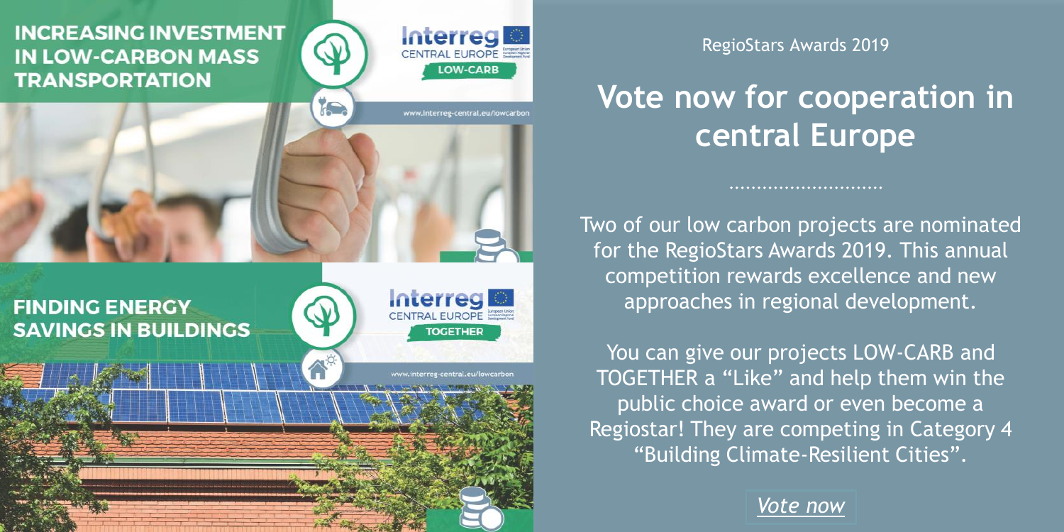**INCREASING INVESTMENT IN LOW-CARBON MASS TRANSPORTATION**

Interreg CENTRAL EUROPE

LOW-CARB

www.interreg-central.eu/lowcarbon

**FINDING ENERGY SAVINGS IN BUILDINGS**

Interreg CENTRAL EUROPE

TOGETHER

www.interreg-central.eu/lowcarbon

RegioStars Awards 2019

# Vote now for cooperation in central Europe

Two of our low carbon projects are nominated for the RegioStars Awards 2019. This annual competition rewards excellence and new approaches in regional development.

You can give our projects LOW-CARB and TOGETHER a "Like" and help them win the public choice award or even become a Regiostar! They are competing in Category 4 "Building Climate-Resilient Cities".

*Vote now*